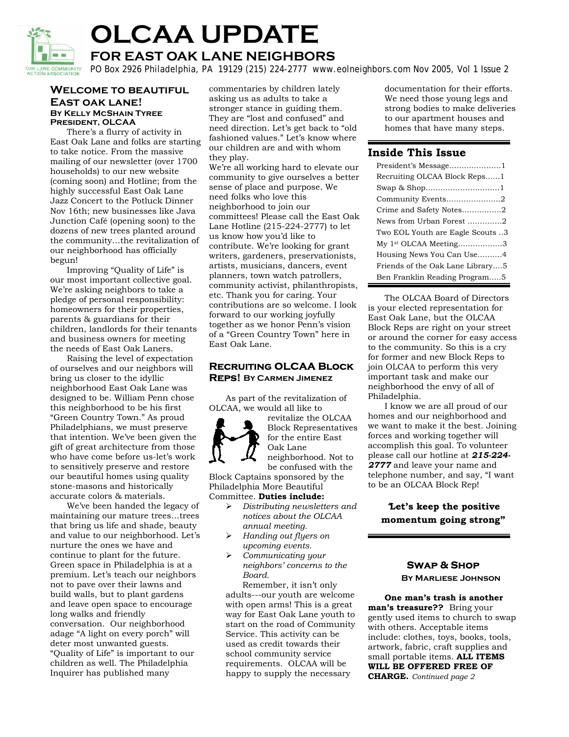# OLCAA UPDATE

## FOR EAST OAK LANE NEIGHBORS

PO Box 2926 Philadelphia, PA 19129 (215) 224-2777 www.eolneighbors.com Nov 2005, Vol 1 Issue 2

### Welcome to beautiful East oak lane!

**By Kelly McShain Tyree**
**President, OLCAA**

There's a flurry of activity in East Oak Lane and folks are starting to take notice. From the massive mailing of our newsletter (over 1700 households) to our new website (coming soon) and Hotline; from the highly successful East Oak Lane Jazz Concert to the Potluck Dinner Nov 16th; new businesses like Java Junction Café (opening soon) to the dozens of new trees planted around the community…the revitalization of our neighborhood has officially begun!

Improving "Quality of Life" is our most important collective goal. We're asking neighbors to take a pledge of personal responsibility: homeowners for their properties, parents & guardians for their children, landlords for their tenants and business owners for meeting the needs of East Oak Laners.

Raising the level of expectation of ourselves and our neighbors will bring us closer to the idyllic neighborhood East Oak Lane was designed to be. William Penn chose this neighborhood to be his first "Green Country Town." As proud Philadelphians, we must preserve that intention. We've been given the gift of great architecture from those who have come before us-let's work to sensitively preserve and restore our beautiful homes using quality stone-masons and historically accurate colors & materials.

We've been handed the legacy of maintaining our mature trees…trees that bring us life and shade, beauty and value to our neighborhood. Let's nurture the ones we have and continue to plant for the future. Green space in Philadelphia is at a premium. Let's teach our neighbors not to pave over their lawns and build walls, but to plant gardens and leave open space to encourage long walks and friendly conversation. Our neighborhood adage "A light on every porch" will deter most unwanted guests. "Quality of Life" is important to our children as well. The Philadelphia Inquirer has published many commentaries by children lately asking us as adults to take a stronger stance in guiding them. They are "lost and confused" and need direction. Let's get back to "old fashioned values." Let's know where our children are and with whom they play.

We're all working hard to elevate our community to give ourselves a better sense of place and purpose. We need folks who love this neighborhood to join our committees! Please call the East Oak Lane Hotline (215-224-2777) to let us know how you'd like to contribute. We're looking for grant writers, gardeners, preservationists, artists, musicians, dancers, event planners, town watch patrollers, community activist, philanthropists, etc. Thank you for caring. Your contributions are so welcome. I look forward to our working joyfully together as we honor Penn's vision of a "Green Country Town" here in East Oak Lane.

### Recruiting OLCAA Block Reps! By Carmen Jimenez

As part of the revitalization of OLCAA, we would all like to revitalize the OLCAA Block Representatives for the entire East Oak Lane neighborhood. Not to be confused with the Block Captains sponsored by the Philadelphia More Beautiful Committee. **Duties include:**

- *Distributing newsletters and notices about the OLCAA annual meeting.*
- *Handing out flyers on upcoming events.*
- *Communicating your neighbors' concerns to the Board.*

Remember, it isn't only adults---our youth are welcome with open arms! This is a great way for East Oak Lane youth to start on the road of Community Service. This activity can be used as credit towards their school community service requirements. OLCAA will be happy to supply the necessary documentation for their efforts. We need those young legs and strong bodies to make deliveries to our apartment houses and homes that have many steps.

The OLCAA Board of Directors is your elected representation for East Oak Lane, but the OLCAA Block Reps are right on your street or around the corner for easy access to the community. So this is a cry for former and new Block Reps to join OLCAA to perform this very important task and make our neighborhood the envy of all of Philadelphia.

I know we are all proud of our homes and our neighborhood and we want to make it the best. Joining forces and working together will accomplish this goal. To volunteer please call our hotline at ***215-224-2777*** and leave your name and telephone number, and say, "I want to be an OLCAA Block Rep!

**"Let's keep the positive momentum going strong"**

### Inside This Issue

| | |
|---|---|
| President's Message | 1 |
| Recruiting OLCAA Block Reps | 1 |
| Swap & Shop | 1 |
| Community Events | 2 |
| Crime and Safety Notes | 2 |
| News from Urban Forest | 2 |
| Two EOL Youth are Eagle Scouts | 3 |
| My 1st OLCAA Meeting | 3 |
| Housing News You Can Use | 4 |
| Friends of the Oak Lane Library | 5 |
| Ben Franklin Reading Program | 5 |

### Swap & Shop

**By Marliese Johnson**

**One man's trash is another man's treasure??** Bring your gently used items to church to swap with others. Acceptable items include: clothes, toys, books, tools, artwork, fabric, craft supplies and small portable items. **ALL ITEMS WILL BE OFFERED FREE OF CHARGE.** *Continued page 2*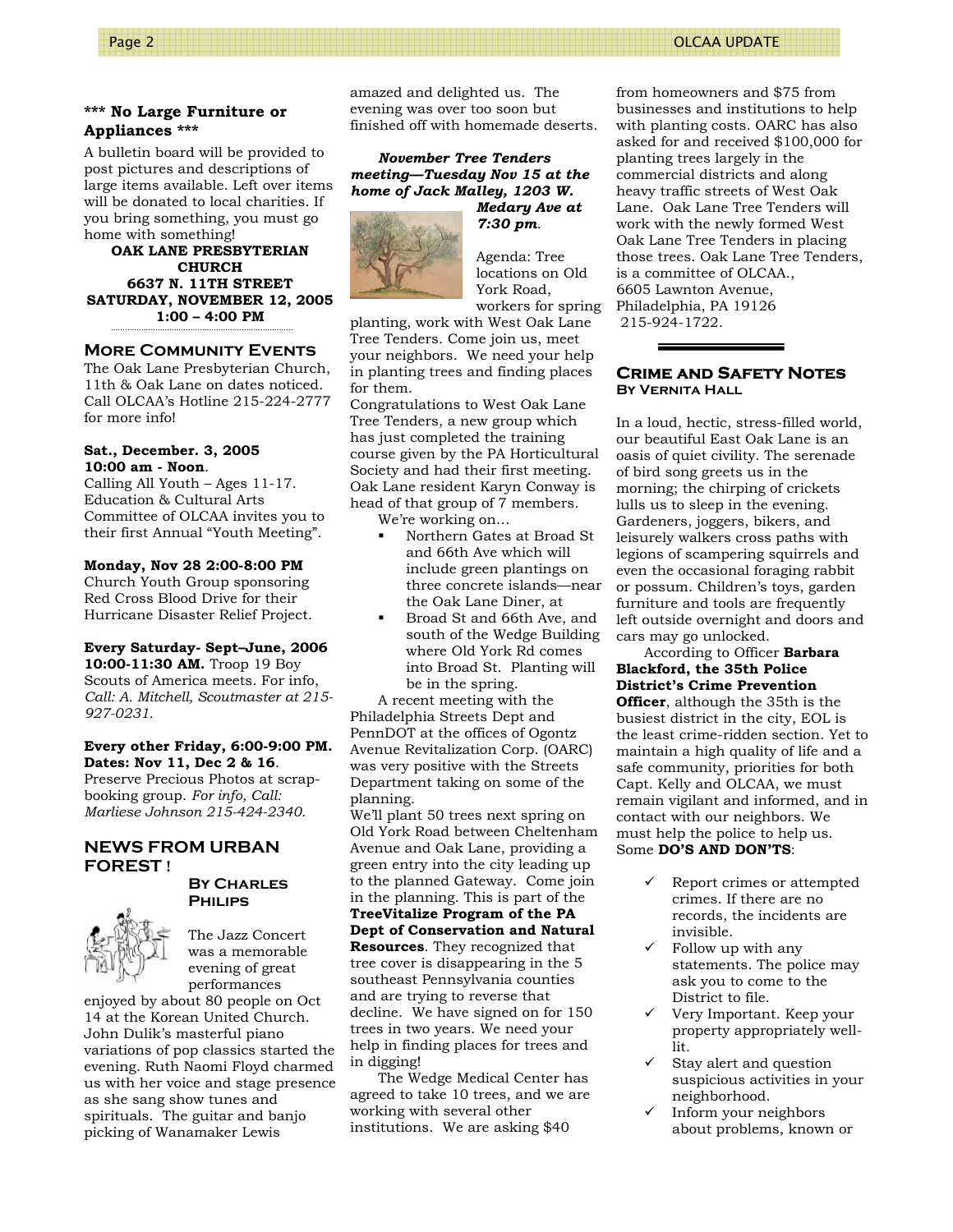### *** No Large Furniture or Appliances ***

A bulletin board will be provided to post pictures and descriptions of large items available. Left over items will be donated to local charities. If you bring something, you must go home with something!

**OAK LANE PRESBYTERIAN CHURCH**
**6637 N. 11TH STREET**
**SATURDAY, NOVEMBER 12, 2005**
**1:00 – 4:00 PM**

## More Community Events

The Oak Lane Presbyterian Church, 11th & Oak Lane on dates noticed. Call OLCAA's Hotline 215-224-2777 for more info!

**Sat., December. 3, 2005 10:00 am - Noon**.
Calling All Youth – Ages 11-17. Education & Cultural Arts Committee of OLCAA invites you to their first Annual "Youth Meeting".

**Monday, Nov 28 2:00-8:00 PM**
Church Youth Group sponsoring Red Cross Blood Drive for their Hurricane Disaster Relief Project.

**Every Saturday- Sept–June, 2006 10:00-11:30 AM.** Troop 19 Boy Scouts of America meets. For info, *Call: A. Mitchell, Scoutmaster at 215-927-0231.*

**Every other Friday, 6:00-9:00 PM. Dates: Nov 11, Dec 2 & 16**.
Preserve Precious Photos at scrap-booking group. *For info, Call: Marliese Johnson 215-424-2340*.

## NEWS FROM URBAN FOREST !

**By Charles Philips**

The Jazz Concert was a memorable evening of great performances enjoyed by about 80 people on Oct 14 at the Korean United Church. John Dulik's masterful piano variations of pop classics started the evening. Ruth Naomi Floyd charmed us with her voice and stage presence as she sang show tunes and spirituals. The guitar and banjo picking of Wanamaker Lewis amazed and delighted us. The evening was over too soon but finished off with homemade deserts.

***November Tree Tenders meeting—Tuesday Nov 15 at the home of Jack Malley, 1203 W. Medary Ave at 7:30 pm*.**

Agenda: Tree locations on Old York Road, workers for spring planting, work with West Oak Lane Tree Tenders. Come join us, meet your neighbors. We need your help in planting trees and finding places for them.

Congratulations to West Oak Lane Tree Tenders, a new group which has just completed the training course given by the PA Horticultural Society and had their first meeting. Oak Lane resident Karyn Conway is head of that group of 7 members.

We're working on…

- Northern Gates at Broad St and 66th Ave which will include green plantings on three concrete islands—near the Oak Lane Diner, at
- Broad St and 66th Ave, and south of the Wedge Building where Old York Rd comes into Broad St. Planting will be in the spring.

A recent meeting with the Philadelphia Streets Dept and PennDOT at the offices of Ogontz Avenue Revitalization Corp. (OARC) was very positive with the Streets Department taking on some of the planning.

We'll plant 50 trees next spring on Old York Road between Cheltenham Avenue and Oak Lane, providing a green entry into the city leading up to the planned Gateway. Come join in the planning. This is part of the **TreeVitalize Program of the PA Dept of Conservation and Natural Resources**. They recognized that tree cover is disappearing in the 5 southeast Pennsylvania counties and are trying to reverse that decline. We have signed on for 150 trees in two years. We need your help in finding places for trees and in digging!

The Wedge Medical Center has agreed to take 10 trees, and we are working with several other institutions. We are asking $40 from homeowners and $75 from businesses and institutions to help with planting costs. OARC has also asked for and received $100,000 for planting trees largely in the commercial districts and along heavy traffic streets of West Oak Lane. Oak Lane Tree Tenders will work with the newly formed West Oak Lane Tree Tenders in placing those trees. Oak Lane Tree Tenders, is a committee of OLCAA., 6605 Lawnton Avenue, Philadelphia, PA 19126 215-924-1722.

## Crime and Safety Notes

**By Vernita Hall**

In a loud, hectic, stress-filled world, our beautiful East Oak Lane is an oasis of quiet civility. The serenade of bird song greets us in the morning; the chirping of crickets lulls us to sleep in the evening. Gardeners, joggers, bikers, and leisurely walkers cross paths with legions of scampering squirrels and even the occasional foraging rabbit or possum. Children's toys, garden furniture and tools are frequently left outside overnight and doors and cars may go unlocked.

According to Officer **Barbara Blackford, the 35th Police District's Crime Prevention Officer**, although the 35th is the busiest district in the city, EOL is the least crime-ridden section. Yet to maintain a high quality of life and a safe community, priorities for both Capt. Kelly and OLCAA, we must remain vigilant and informed, and in contact with our neighbors. We must help the police to help us. Some **DO'S AND DON'TS**:

- ✓ Report crimes or attempted crimes. If there are no records, the incidents are invisible.
- ✓ Follow up with any statements. The police may ask you to come to the District to file.
- ✓ Very Important. Keep your property appropriately well-lit.
- ✓ Stay alert and question suspicious activities in your neighborhood.
- ✓ Inform your neighbors about problems, known or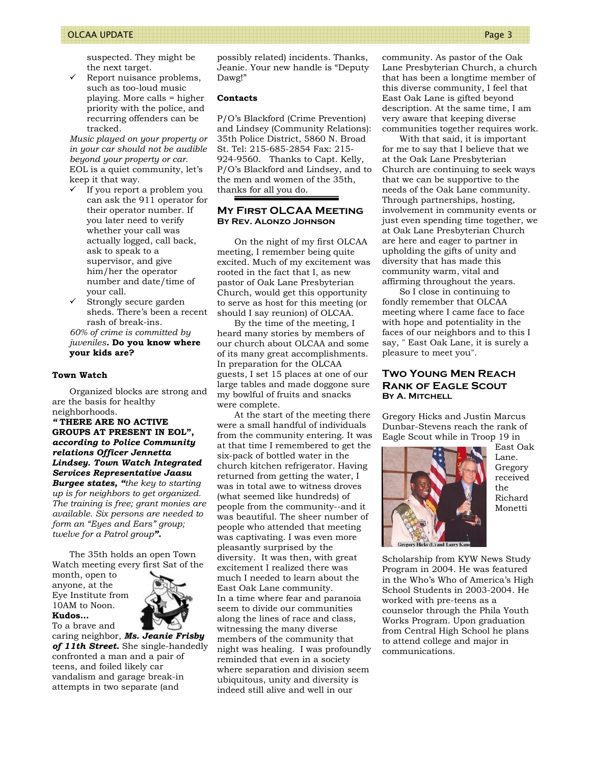suspected. They might be the next target.

- ✓ Report nuisance problems, such as too-loud music playing. More calls = higher priority with the police, and recurring offenders can be tracked.

*Music played on your property or in your car should not be audible beyond your property or car.* EOL is a quiet community, let's keep it that way.

- ✓ If you report a problem you can ask the 911 operator for their operator number. If you later need to verify whether your call was actually logged, call back, ask to speak to a supervisor, and give him/her the operator number and date/time of your call.
- ✓ Strongly secure garden sheds. There's been a recent rash of break-ins.

*60% of crime is committed by juveniles*. **Do you know where your kids are?**

**Town Watch**

Organized blocks are strong and are the basis for healthy neighborhoods.

***" THERE ARE NO ACTIVE GROUPS AT PRESENT IN EOL", according to Police Community relations Officer Jennetta Lindsey. Town Watch Integrated Services Representative Jaasu Burgee states, "****the key to starting up is for neighbors to get organized. The training is free; grant monies are available. Six persons are needed to form an "Eyes and Ears" group; twelve for a Patrol group****".***

The 35th holds an open Town Watch meeting every first Sat of the month, open to anyone, at the Eye Institute from 10AM to Noon.

**Kudos…**

To a brave and caring neighbor, ***Ms. Jeanie Frisby of 11th Street.*** She single-handedly confronted a man and a pair of teens, and foiled likely car vandalism and garage break-in attempts in two separate (and possibly related) incidents. Thanks, Jeanie. Your new handle is "Deputy Dawg!"

**Contacts**

P/O's Blackford (Crime Prevention) and Lindsey (Community Relations): 35th Police District, 5860 N. Broad St. Tel: 215-685-2854 Fax: 215-924-9560. Thanks to Capt. Kelly, P/O's Blackford and Lindsey, and to the men and women of the 35th, thanks for all you do.

## My First OLCAA Meeting
**By Rev. Alonzo Johnson**

On the night of my first OLCAA meeting, I remember being quite excited. Much of my excitement was rooted in the fact that I, as new pastor of Oak Lane Presbyterian Church, would get this opportunity to serve as host for this meeting (or should I say reunion) of OLCAA.

By the time of the meeting, I heard many stories by members of our church about OLCAA and some of its many great accomplishments. In preparation for the OLCAA guests, I set 15 places at one of our large tables and made doggone sure my bowlful of fruits and snacks were complete.

At the start of the meeting there were a small handful of individuals from the community entering. It was at that time I remembered to get the six-pack of bottled water in the church kitchen refrigerator. Having returned from getting the water, I was in total awe to witness droves (what seemed like hundreds) of people from the community--and it was beautiful. The sheer number of people who attended that meeting was captivating. I was even more pleasantly surprised by the diversity. It was then, with great excitement I realized there was much I needed to learn about the East Oak Lane community.

In a time where fear and paranoia seem to divide our communities along the lines of race and class, witnessing the many diverse members of the community that night was healing. I was profoundly reminded that even in a society where separation and division seem ubiquitous, unity and diversity is indeed still alive and well in our community. As pastor of the Oak Lane Presbyterian Church, a church that has been a longtime member of this diverse community, I feel that East Oak Lane is gifted beyond description. At the same time, I am very aware that keeping diverse communities together requires work.

With that said, it is important for me to say that I believe that we at the Oak Lane Presbyterian Church are continuing to seek ways that we can be supportive to the needs of the Oak Lane community. Through partnerships, hosting, involvement in community events or just even spending time together, we at Oak Lane Presbyterian Church are here and eager to partner in upholding the gifts of unity and diversity that has made this community warm, vital and affirming throughout the years.

So I close in continuing to fondly remember that OLCAA meeting where I came face to face with hope and potentiality in the faces of our neighbors and to this I say, " East Oak Lane, it is surely a pleasure to meet you".

## Two Young Men Reach Rank of Eagle Scout
**By A. Mitchell**

Gregory Hicks and Justin Marcus Dunbar-Stevens reach the rank of Eagle Scout while in Troop 19 in East Oak Lane. Gregory received the Richard Monetti Scholarship from KYW News Study Program in 2004. He was featured in the Who's Who of America's High School Students in 2003-2004. He worked with pre-teens as a counselor through the Phila Youth Works Program. Upon graduation from Central High School he plans to attend college and major in communications.

Gregory Hicks (L) and Larry Kane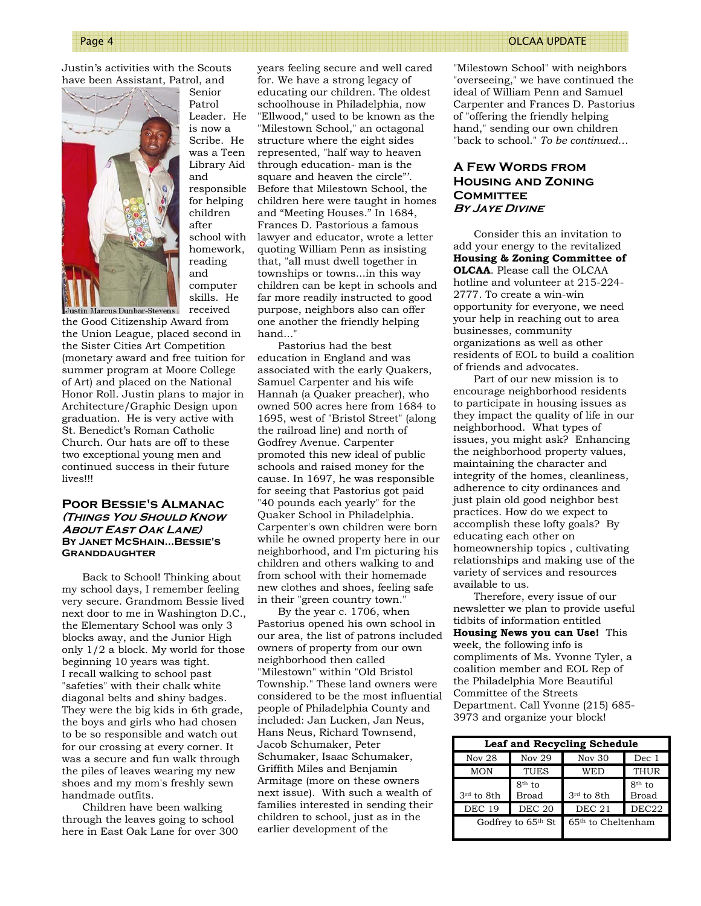Justin's activities with the Scouts have been Assistant, Patrol, and Senior Patrol Leader. He is now a Scribe. He was a Teen Library Aid and responsible for helping children after school with homework, reading and computer skills. He received the Good Citizenship Award from the Union League, placed second in the Sister Cities Art Competition (monetary award and free tuition for summer program at Moore College of Art) and placed on the National Honor Roll. Justin plans to major in Architecture/Graphic Design upon graduation. He is very active with St. Benedict's Roman Catholic Church. Our hats are off to these two exceptional young men and continued success in their future lives!!!

Justin Marcus Dunbar-Stevens

## Poor Bessie's Almanac *(Things You Should Know About East Oak Lane)*

**By Janet McShain...Bessie's Granddaughter**

Back to School! Thinking about my school days, I remember feeling very secure. Grandmom Bessie lived next door to me in Washington D.C., the Elementary School was only 3 blocks away, and the Junior High only 1/2 a block. My world for those beginning 10 years was tight. I recall walking to school past "safeties" with their chalk white diagonal belts and shiny badges. They were the big kids in 6th grade, the boys and girls who had chosen to be so responsible and watch out for our crossing at every corner. It was a secure and fun walk through the piles of leaves wearing my new shoes and my mom's freshly sewn handmade outfits.

Children have been walking through the leaves going to school here in East Oak Lane for over 300 years feeling secure and well cared for. We have a strong legacy of educating our children. The oldest schoolhouse in Philadelphia, now "Ellwood," used to be known as the "Milestown School," an octagonal structure where the eight sides represented, "half way to heaven through education- man is the square and heaven the circle"'. Before that Milestown School, the children here were taught in homes and "Meeting Houses." In 1684, Frances D. Pastorious a famous lawyer and educator, wrote a letter quoting William Penn as insisting that, "all must dwell together in townships or towns...in this way children can be kept in schools and far more readily instructed to good purpose, neighbors also can offer one another the friendly helping hand..."

Pastorius had the best education in England and was associated with the early Quakers, Samuel Carpenter and his wife Hannah (a Quaker preacher), who owned 500 acres here from 1684 to 1695, west of "Bristol Street" (along the railroad line) and north of Godfrey Avenue. Carpenter promoted this new ideal of public schools and raised money for the cause. In 1697, he was responsible for seeing that Pastorius got paid "40 pounds each yearly" for the Quaker School in Philadelphia. Carpenter's own children were born while he owned property here in our neighborhood, and I'm picturing his children and others walking to and from school with their homemade new clothes and shoes, feeling safe in their "green country town."

By the year c. 1706, when Pastorius opened his own school in our area, the list of patrons included owners of property from our own neighborhood then called "Milestown" within "Old Bristol Township." These land owners were considered to be the most influential people of Philadelphia County and included: Jan Lucken, Jan Neus, Hans Neus, Richard Townsend, Jacob Schumaker, Peter Schumaker, Isaac Schumaker, Griffith Miles and Benjamin Armitage (more on these owners next issue). With such a wealth of families interested in sending their children to school, just as in the earlier development of the "Milestown School" with neighbors "overseeing," we have continued the ideal of William Penn and Samuel Carpenter and Frances D. Pastorius of "offering the friendly helping hand," sending our own children "back to school." *To be continued...*

## A Few Words from Housing and Zoning Committee

***By Jaye Divine***

Consider this an invitation to add your energy to the revitalized **Housing & Zoning Committee of OLCAA**. Please call the OLCAA hotline and volunteer at 215-224-2777. To create a win-win opportunity for everyone, we need your help in reaching out to area businesses, community organizations as well as other residents of EOL to build a coalition of friends and advocates.

Part of our new mission is to encourage neighborhood residents to participate in housing issues as they impact the quality of life in our neighborhood. What types of issues, you might ask? Enhancing the neighborhood property values, maintaining the character and integrity of the homes, cleanliness, adherence to city ordinances and just plain old good neighbor best practices. How do we expect to accomplish these lofty goals? By educating each other on homeownership topics , cultivating relationships and making use of the variety of services and resources available to us.

Therefore, every issue of our newsletter we plan to provide useful tidbits of information entitled **Housing News you can Use!** This week, the following info is compliments of Ms. Yvonne Tyler, a coalition member and EOL Rep of the Philadelphia More Beautiful Committee of the Streets Department. Call Yvonne (215) 685-3973 and organize your block!

| Leaf and Recycling Schedule | | | |
|---|---|---|---|
| Nov 28 | Nov 29 | Nov 30 | Dec 1 |
| MON | TUES | WED | THUR |
| 3rd to 8th | 8th to Broad | 3rd to 8th | 8th to Broad |
| DEC 19 | DEC 20 | DEC 21 | DEC22 |
| Godfrey to 65th St | | 65th to Cheltenham | |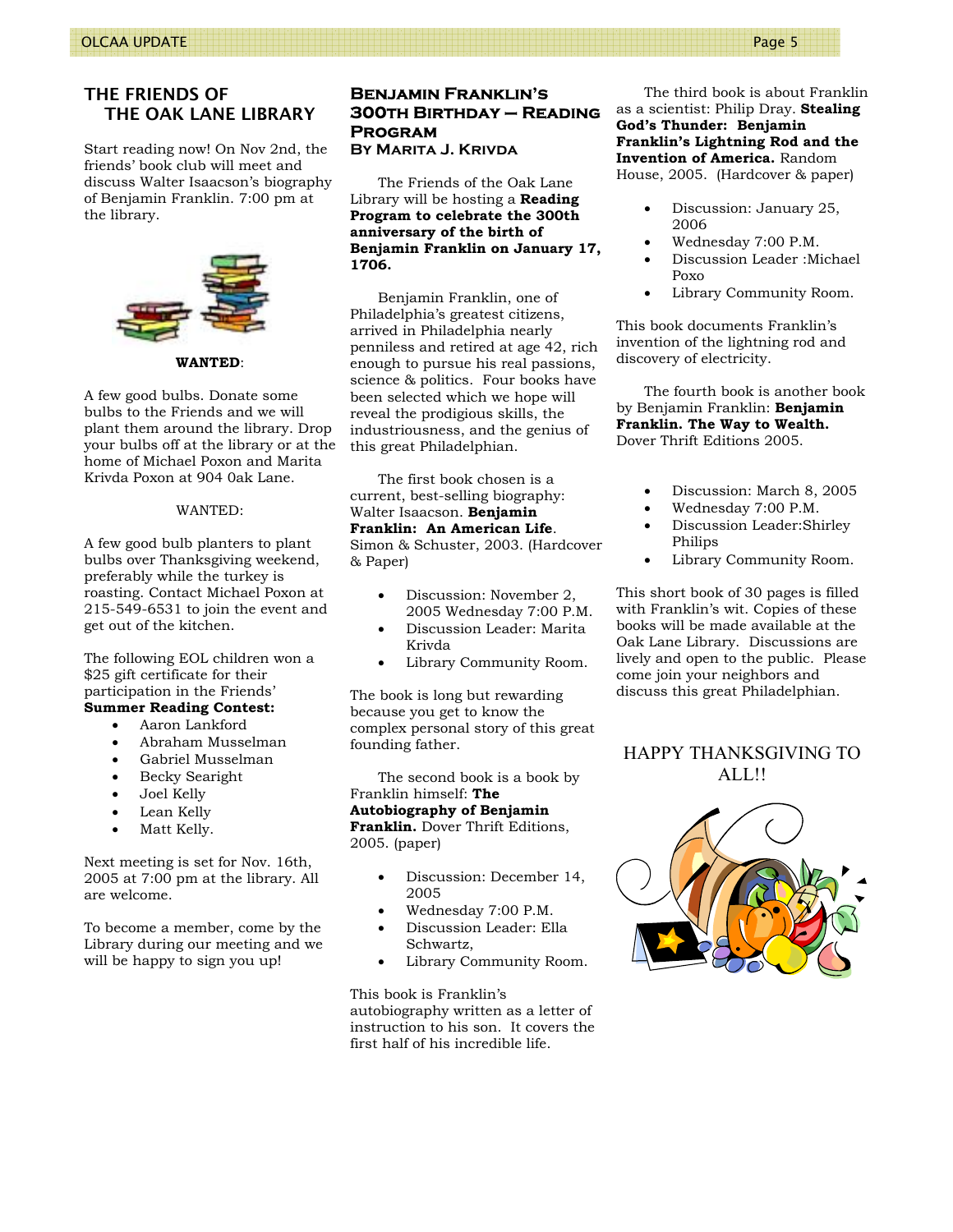## THE FRIENDS OF THE OAK LANE LIBRARY

Start reading now! On Nov 2nd, the friends' book club will meet and discuss Walter Isaacson's biography of Benjamin Franklin. 7:00 pm at the library.

**WANTED**:

A few good bulbs. Donate some bulbs to the Friends and we will plant them around the library. Drop your bulbs off at the library or at the home of Michael Poxon and Marita Krivda Poxon at 904 0ak Lane.

WANTED:

A few good bulb planters to plant bulbs over Thanksgiving weekend, preferably while the turkey is roasting. Contact Michael Poxon at 215-549-6531 to join the event and get out of the kitchen.

The following EOL children won a $25 gift certificate for their participation in the Friends' **Summer Reading Contest:**

- Aaron Lankford
- Abraham Musselman
- Gabriel Musselman
- Becky Searight
- Joel Kelly
- Lean Kelly
- Matt Kelly.

Next meeting is set for Nov. 16th, 2005 at 7:00 pm at the library. All are welcome.

To become a member, come by the Library during our meeting and we will be happy to sign you up!

## Benjamin Franklin's 300th Birthday — Reading Program

**By Marita J. Krivda**

The Friends of the Oak Lane Library will be hosting a **Reading Program to celebrate the 300th anniversary of the birth of Benjamin Franklin on January 17, 1706.**

Benjamin Franklin, one of Philadelphia's greatest citizens, arrived in Philadelphia nearly penniless and retired at age 42, rich enough to pursue his real passions, science & politics. Four books have been selected which we hope will reveal the prodigious skills, the industriousness, and the genius of this great Philadelphian.

The first book chosen is a current, best-selling biography: Walter Isaacson. **Benjamin Franklin: An American Life**. Simon & Schuster, 2003. (Hardcover & Paper)

- Discussion: November 2, 2005 Wednesday 7:00 P.M.
- Discussion Leader: Marita Krivda
- Library Community Room.

The book is long but rewarding because you get to know the complex personal story of this great founding father.

The second book is a book by Franklin himself: **The Autobiography of Benjamin Franklin.** Dover Thrift Editions, 2005. (paper)

- Discussion: December 14, 2005
- Wednesday 7:00 P.M.
- Discussion Leader: Ella Schwartz,
- Library Community Room.

This book is Franklin's autobiography written as a letter of instruction to his son. It covers the first half of his incredible life.

The third book is about Franklin as a scientist: Philip Dray. **Stealing God's Thunder: Benjamin Franklin's Lightning Rod and the Invention of America.** Random House, 2005. (Hardcover & paper)

- Discussion: January 25, 2006
- Wednesday 7:00 P.M.
- Discussion Leader :Michael Poxo
- Library Community Room.

This book documents Franklin's invention of the lightning rod and discovery of electricity.

The fourth book is another book by Benjamin Franklin: **Benjamin Franklin. The Way to Wealth.** Dover Thrift Editions 2005.

- Discussion: March 8, 2005
- Wednesday 7:00 P.M.
- Discussion Leader:Shirley Philips
- Library Community Room.

This short book of 30 pages is filled with Franklin's wit. Copies of these books will be made available at the Oak Lane Library. Discussions are lively and open to the public. Please come join your neighbors and discuss this great Philadelphian.

HAPPY THANKSGIVING TO ALL!!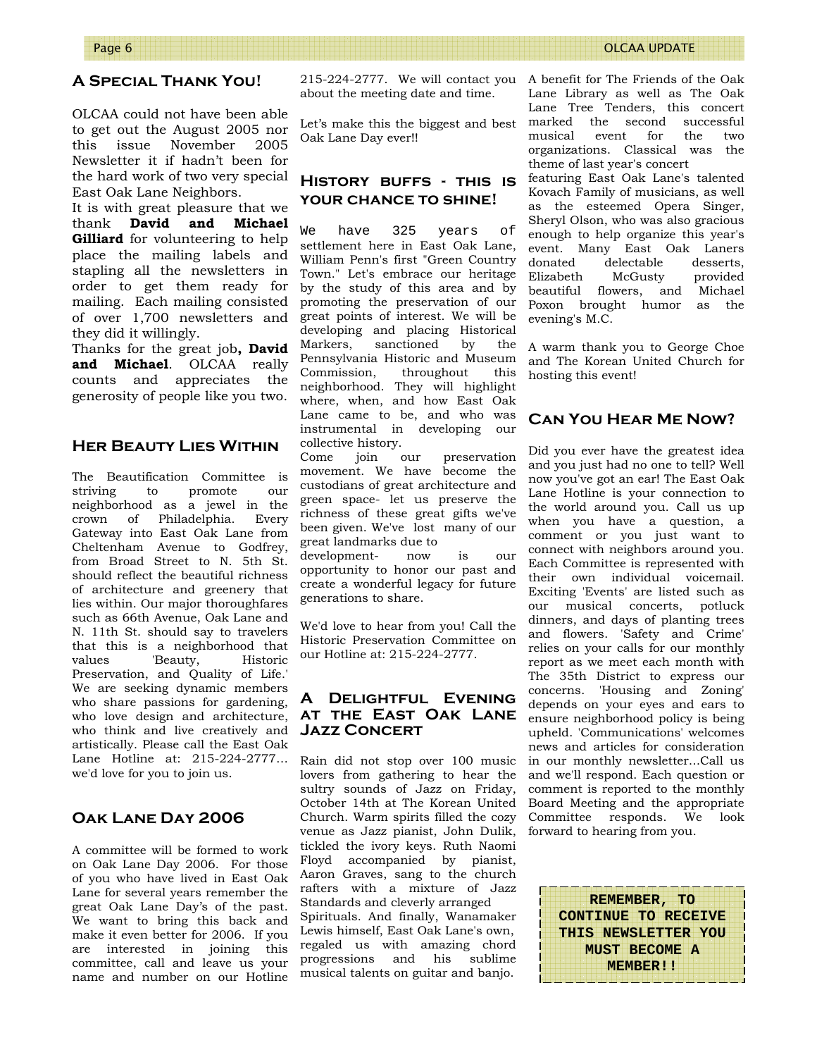## A Special Thank You!

OLCAA could not have been able to get out the August 2005 nor this issue November 2005 Newsletter it if hadn't been for the hard work of two very special East Oak Lane Neighbors.

It is with great pleasure that we thank **David and Michael Gilliard** for volunteering to help place the mailing labels and stapling all the newsletters in order to get them ready for mailing. Each mailing consisted of over 1,700 newsletters and they did it willingly.

Thanks for the great job**, David and Michael**. OLCAA really counts and appreciates the generosity of people like you two.

## Her Beauty Lies Within

The Beautification Committee is striving to promote our neighborhood as a jewel in the crown of Philadelphia. Every Gateway into East Oak Lane from Cheltenham Avenue to Godfrey, from Broad Street to N. 5th St. should reflect the beautiful richness of architecture and greenery that lies within. Our major thoroughfares such as 66th Avenue, Oak Lane and N. 11th St. should say to travelers that this is a neighborhood that values 'Beauty, Historic Preservation, and Quality of Life.' We are seeking dynamic members who share passions for gardening, who love design and architecture, who think and live creatively and artistically. Please call the East Oak Lane Hotline at: 215-224-2777... we'd love for you to join us.

## Oak Lane Day 2006

A committee will be formed to work on Oak Lane Day 2006. For those of you who have lived in East Oak Lane for several years remember the great Oak Lane Day's of the past. We want to bring this back and make it even better for 2006. If you are interested in joining this committee, call and leave us your name and number on our Hotline 215-224-2777. We will contact you about the meeting date and time.

Let's make this the biggest and best Oak Lane Day ever!!

## History buffs - this is your chance to shine!

We have 325 years of settlement here in East Oak Lane, William Penn's first "Green Country Town." Let's embrace our heritage by the study of this area and by promoting the preservation of our great points of interest. We will be developing and placing Historical Markers, sanctioned by the Pennsylvania Historic and Museum Commission, throughout this neighborhood. They will highlight where, when, and how East Oak Lane came to be, and who was instrumental in developing our collective history.

Come join our preservation movement. We have become the custodians of great architecture and green space- let us preserve the richness of these great gifts we've been given. We've lost many of our great landmarks due to development- now is our opportunity to honor our past and create a wonderful legacy for future generations to share.

We'd love to hear from you! Call the Historic Preservation Committee on our Hotline at: 215-224-2777.

## A Delightful Evening at the East Oak Lane Jazz Concert

Rain did not stop over 100 music lovers from gathering to hear the sultry sounds of Jazz on Friday, October 14th at The Korean United Church. Warm spirits filled the cozy venue as Jazz pianist, John Dulik, tickled the ivory keys. Ruth Naomi Floyd accompanied by pianist, Aaron Graves, sang to the church rafters with a mixture of Jazz Standards and cleverly arranged Spirituals. And finally, Wanamaker Lewis himself, East Oak Lane's own, regaled us with amazing chord progressions and his sublime musical talents on guitar and banjo.

A benefit for The Friends of the Oak Lane Library as well as The Oak Lane Tree Tenders, this concert marked the second successful musical event for the two organizations. Classical was the theme of last year's concert featuring East Oak Lane's talented Kovach Family of musicians, as well as the esteemed Opera Singer, Sheryl Olson, who was also gracious enough to help organize this year's event. Many East Oak Laners donated delectable desserts, Elizabeth McGusty provided beautiful flowers, and Michael Poxon brought humor as the evening's M.C.

A warm thank you to George Choe and The Korean United Church for hosting this event!

## Can You Hear Me Now?

Did you ever have the greatest idea and you just had no one to tell? Well now you've got an ear! The East Oak Lane Hotline is your connection to the world around you. Call us up when you have a question, a comment or you just want to connect with neighbors around you. Each Committee is represented with their own individual voicemail. Exciting 'Events' are listed such as our musical concerts, potluck dinners, and days of planting trees and flowers. 'Safety and Crime' relies on your calls for our monthly report as we meet each month with The 35th District to express our concerns. 'Housing and Zoning' depends on your eyes and ears to ensure neighborhood policy is being upheld. 'Communications' welcomes news and articles for consideration in our monthly newsletter...Call us and we'll respond. Each question or comment is reported to the monthly Board Meeting and the appropriate Committee responds. We look forward to hearing from you.

**REMEMBER, TO CONTINUE TO RECEIVE THIS NEWSLETTER YOU MUST BECOME A MEMBER!!**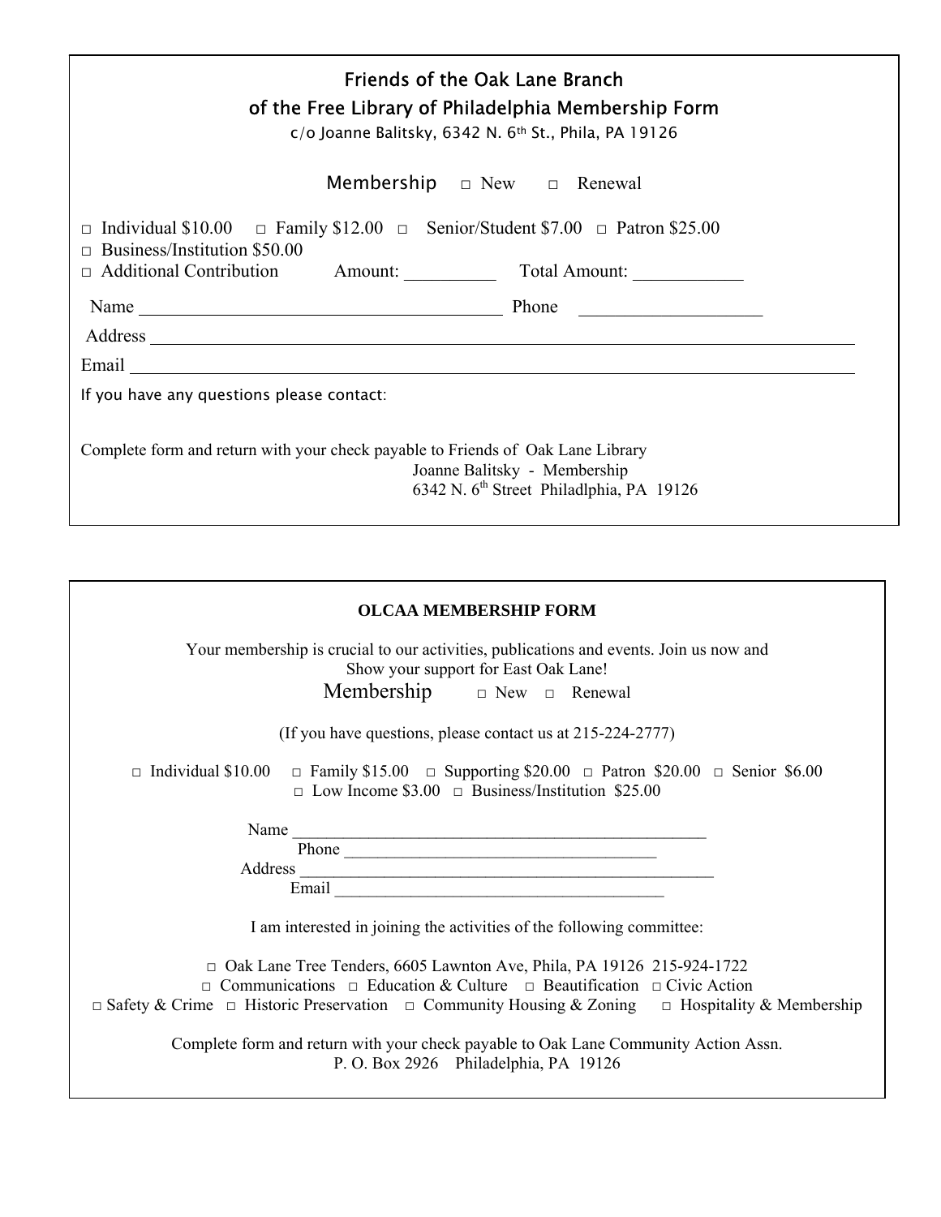## Friends of the Oak Lane Branch of the Free Library of Philadelphia Membership Form

c/o Joanne Balitsky, 6342 N. 6th St., Phila, PA 19126

Membership □ New □ Renewal

□ Individual $10.00 □ Family $12.00 □ Senior/Student $7.00 □ Patron $25.00
□ Business/Institution $50.00
□ Additional Contribution Amount: __________ Total Amount: ____________

Name ________________________________________ Phone ____________________

Address ________________________________________________________________________________

Email __________________________________________________________________________________

If you have any questions please contact:

Complete form and return with your check payable to Friends of Oak Lane Library
Joanne Balitsky - Membership
6342 N. 6th Street Philadlphia, PA 19126

---

## OLCAA MEMBERSHIP FORM

Your membership is crucial to our activities, publications and events. Join us now and Show your support for East Oak Lane!

Membership □ New □ Renewal

(If you have questions, please contact us at 215-224-2777)

□ Individual $10.00 □ Family $15.00 □ Supporting $20.00 □ Patron $20.00 □ Senior $6.00
□ Low Income $3.00 □ Business/Institution $25.00

Name ___________________________________________________

Phone _____________________________________

Address ___________________________________________________

Email _______________________________________

I am interested in joining the activities of the following committee:

□ Oak Lane Tree Tenders, 6605 Lawnton Ave, Phila, PA 19126 215-924-1722
□ Communications □ Education & Culture □ Beautification □ Civic Action
□ Safety & Crime □ Historic Preservation □ Community Housing & Zoning □ Hospitality & Membership

Complete form and return with your check payable to Oak Lane Community Action Assn.
P. O. Box 2926 Philadelphia, PA 19126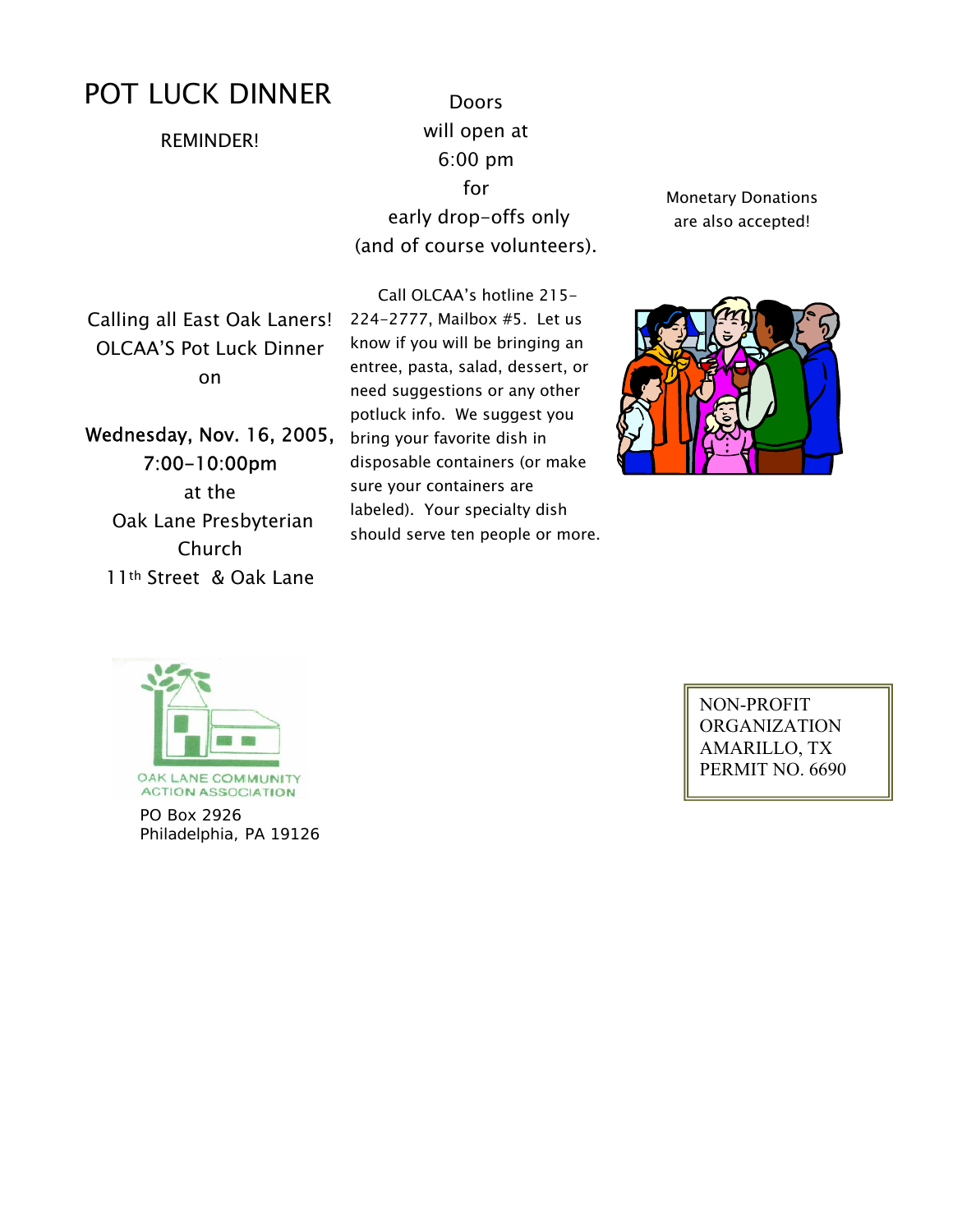# POT LUCK DINNER

REMINDER!

Doors will open at 6:00 pm for early drop-offs only (and of course volunteers).

Monetary Donations are also accepted!

Calling all East Oak Laners!
OLCAA'S Pot Luck Dinner
on

**Wednesday, Nov. 16, 2005,**
**7:00-10:00pm**
at the
Oak Lane Presbyterian Church
11th Street & Oak Lane

Call OLCAA's hotline 215-224-2777, Mailbox #5. Let us know if you will be bringing an entree, pasta, salad, dessert, or need suggestions or any other potluck info. We suggest you bring your favorite dish in disposable containers (or make sure your containers are labeled). Your specialty dish should serve ten people or more.

OAK LANE COMMUNITY ACTION ASSOCIATION

PO Box 2926
Philadelphia, PA 19126

NON-PROFIT
ORGANIZATION
AMARILLO, TX
PERMIT NO. 6690